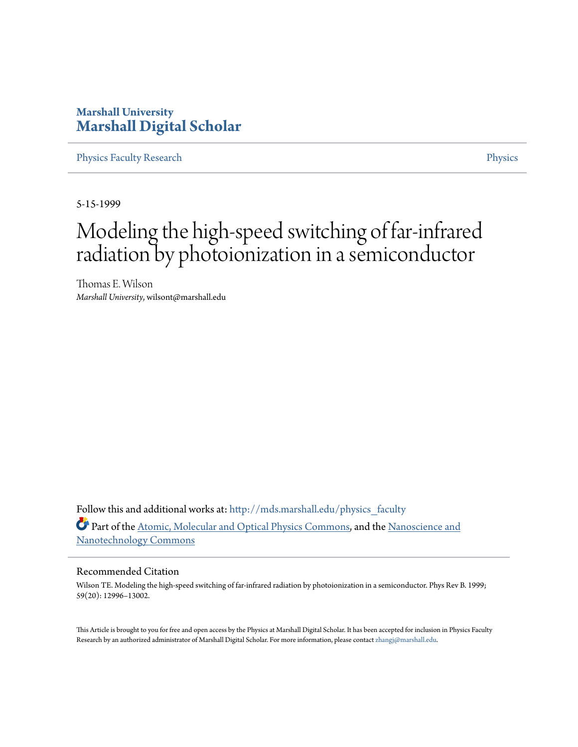Marshall University

# Marshall Digital Scholar

Physics Faculty Research | Physics

5-15-1999

# Modeling the high-speed switching of far-infrared radiation by photoionization in a semiconductor

Thomas E. Wilson
*Marshall University*, wilsont@marshall.edu

Follow this and additional works at: http://mds.marshall.edu/physics_faculty

Part of the Atomic, Molecular and Optical Physics Commons, and the Nanoscience and Nanotechnology Commons

## Recommended Citation

Wilson TE. Modeling the high-speed switching of far-infrared radiation by photoionization in a semiconductor. Phys Rev B. 1999; 59(20): 12996–13002.

This Article is brought to you for free and open access by the Physics at Marshall Digital Scholar. It has been accepted for inclusion in Physics Faculty Research by an authorized administrator of Marshall Digital Scholar. For more information, please contact zhangj@marshall.edu.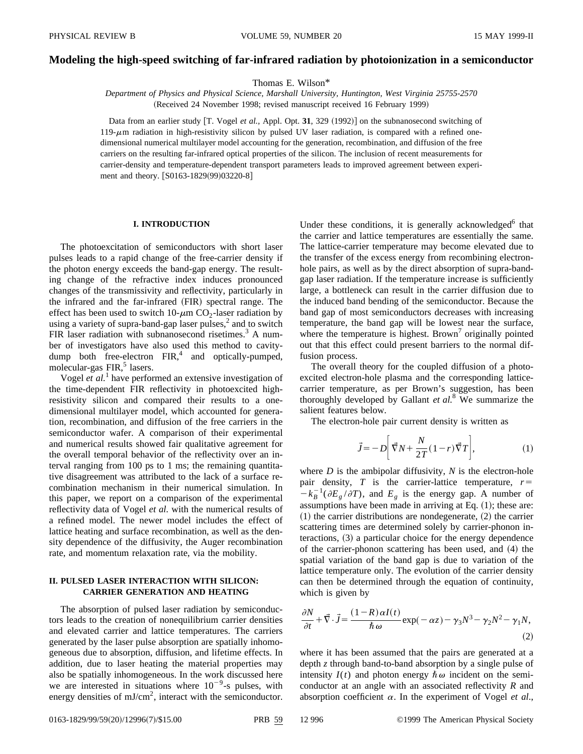# Modeling the high-speed switching of far-infrared radiation by photoionization in a semiconductor

Thomas E. Wilson*

*Department of Physics and Physical Science, Marshall University, Huntington, West Virginia 25755-2570*

(Received 24 November 1998; revised manuscript received 16 February 1999)

Data from an earlier study [T. Vogel *et al.*, Appl. Opt. **31**, 329 (1992)] on the subnanosecond switching of 119-$\mu$m radiation in high-resistivity silicon by pulsed UV laser radiation, is compared with a refined one-dimensional numerical multilayer model accounting for the generation, recombination, and diffusion of the free carriers on the resulting far-infrared optical properties of the silicon. The inclusion of recent measurements for carrier-density and temperature-dependent transport parameters leads to improved agreement between experiment and theory. [S0163-1829(99)03220-8]

## I. INTRODUCTION

The photoexcitation of semiconductors with short laser pulses leads to a rapid change of the free-carrier density if the photon energy exceeds the band-gap energy. The resulting change of the refractive index induces pronounced changes of the transmissivity and reflectivity, particularly in the infrared and the far-infrared (FIR) spectral range. The effect has been used to switch 10-$\mu$m $CO_2$-laser radiation by using a variety of supra-band-gap laser pulses,[2] and to switch FIR laser radiation with subnanosecond risetimes.[3] A number of investigators have also used this method to cavity-dump both free-electron FIR,[4] and optically-pumped, molecular-gas FIR,[5] lasers.

Vogel *et al.*[1] have performed an extensive investigation of the time-dependent FIR reflectivity in photoexcited high-resistivity silicon and compared their results to a one-dimensional multilayer model, which accounted for generation, recombination, and diffusion of the free carriers in the semiconductor wafer. A comparison of their experimental and numerical results showed fair qualitative agreement for the overall temporal behavior of the reflectivity over an interval ranging from 100 ps to 1 ms; the remaining quantitative disagreement was attributed to the lack of a surface recombination mechanism in their numerical simulation. In this paper, we report on a comparison of the experimental reflectivity data of Vogel *et al.* with the numerical results of a refined model. The newer model includes the effect of lattice heating and surface recombination, as well as the density dependence of the diffusivity, the Auger recombination rate, and momentum relaxation rate, via the mobility.

## II. PULSED LASER INTERACTION WITH SILICON: CARRIER GENERATION AND HEATING

The absorption of pulsed laser radiation by semiconductors leads to the creation of nonequilibrium carrier densities and elevated carrier and lattice temperatures. The carriers generated by the laser pulse absorption are spatially inhomogeneous due to absorption, diffusion, and lifetime effects. In addition, due to laser heating the material properties may also be spatially inhomogeneous. In the work discussed here we are interested in situations where $10^{-9}$-s pulses, with energy densities of mJ/cm$^2$, interact with the semiconductor. Under these conditions, it is generally acknowledged[6] that the carrier and lattice temperatures are essentially the same. The lattice-carrier temperature may become elevated due to the transfer of the excess energy from recombining electron-hole pairs, as well as by the direct absorption of supra-band-gap laser radiation. If the temperature increase is sufficiently large, a bottleneck can result in the carrier diffusion due to the induced band bending of the semiconductor. Because the band gap of most semiconductors decreases with increasing temperature, the band gap will be lowest near the surface, where the temperature is highest. Brown[7] originally pointed out that this effect could present barriers to the normal diffusion process.

The overall theory for the coupled diffusion of a photoexcited electron-hole plasma and the corresponding lattice-carrier temperature, as per Brown's suggestion, has been thoroughly developed by Gallant *et al.*[8] We summarize the salient features below.

The electron-hole pair current density is written as

$$\vec{J} = -D\left[\vec{\nabla} N + \frac{N}{2T}(1-r)\vec{\nabla} T\right], \tag{1}$$

where $D$ is the ambipolar diffusivity, $N$ is the electron-hole pair density, $T$ is the carrier-lattice temperature, $r = -k_B^{-1}(\partial E_g/\partial T)$, and $E_g$ is the energy gap. A number of assumptions have been made in arriving at Eq. (1); these are: (1) the carrier distributions are nondegenerate, (2) the carrier scattering times are determined solely by carrier-phonon interactions, (3) a particular choice for the energy dependence of the carrier-phonon scattering has been used, and (4) the spatial variation of the band gap is due to variation of the lattice temperature only. The evolution of the carrier density can then be determined through the equation of continuity, which is given by

$$\frac{\partial N}{\partial t} + \vec{\nabla} \cdot \vec{J} = \frac{(1-R)\alpha I(t)}{\hbar\omega}\exp(-\alpha z) - \gamma_3 N^3 - \gamma_2 N^2 - \gamma_1 N, \tag{2}$$

where it has been assumed that the pairs are generated at a depth $z$ through band-to-band absorption by a single pulse of intensity $I(t)$ and photon energy $\hbar\omega$ incident on the semiconductor at an angle with an associated reflectivity $R$ and absorption coefficient $\alpha$. In the experiment of Vogel *et al.*,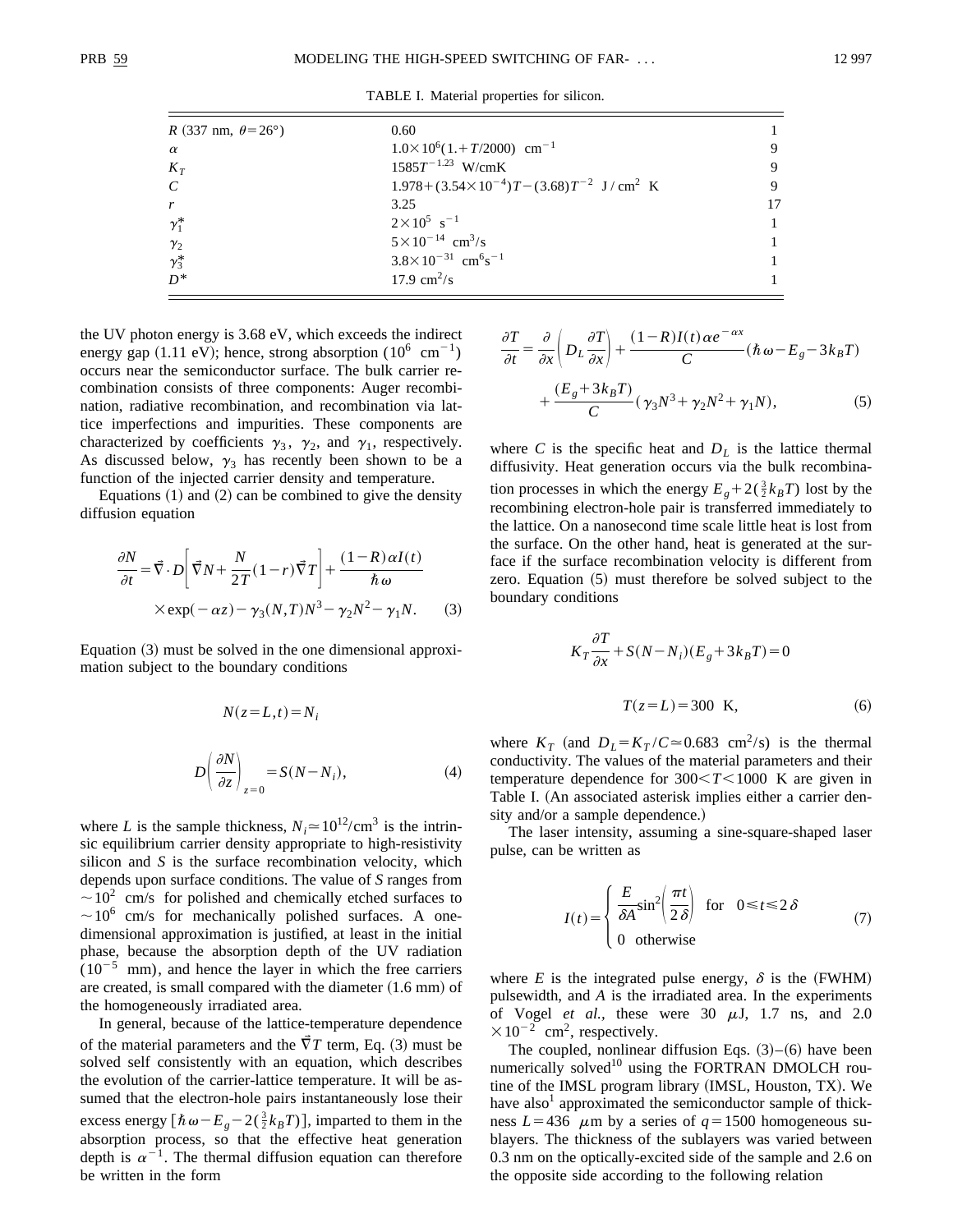TABLE I. Material properties for silicon.

| | | |
|---|---|---|
| $R$ (337 nm, $\theta=26°$) | 0.60 | 1 |
| $\alpha$ | $1.0\times10^{6}(1.+T/2000)$ cm$^{-1}$ | 9 |
| $K_T$ | $1585T^{-1.23}$ W/cmK | 9 |
| $C$ | $1.978+(3.54\times10^{-4})T-(3.68)T^{-2}$ J/cm$^2$ K | 9 |
| $r$ | 3.25 | 17 |
| $\gamma_1^*$ | $2\times10^{5}$ s$^{-1}$ | 1 |
| $\gamma_2$ | $5\times10^{-14}$ cm$^3$/s | 1 |
| $\gamma_3^*$ | $3.8\times10^{-31}$ cm$^6$s$^{-1}$ | 1 |
| $D^*$ | 17.9 cm$^2$/s | 1 |

the UV photon energy is 3.68 eV, which exceeds the indirect energy gap (1.11 eV); hence, strong absorption ($10^6$ cm$^{-1}$) occurs near the semiconductor surface. The bulk carrier recombination consists of three components: Auger recombination, radiative recombination, and recombination via lattice imperfections and impurities. These components are characterized by coefficients $\gamma_3$, $\gamma_2$, and $\gamma_1$, respectively. As discussed below, $\gamma_3$ has recently been shown to be a function of the injected carrier density and temperature.

Equations (1) and (2) can be combined to give the density diffusion equation

$$\frac{\partial N}{\partial t}=\vec{\nabla}\cdot D\left[\vec{\nabla}N+\frac{N}{2T}(1-r)\vec{\nabla}T\right]+\frac{(1-R)\alpha I(t)}{\hbar\omega}\times\exp(-\alpha z)-\gamma_3(N,T)N^3-\gamma_2N^2-\gamma_1N. \quad (3)$$

Equation (3) must be solved in the one dimensional approximation subject to the boundary conditions

$$N(z=L,t)=N_i$$

$$D\left(\frac{\partial N}{\partial z}\right)_{z=0}=S(N-N_i), \quad (4)$$

where $L$ is the sample thickness, $N_i\simeq10^{12}/\mathrm{cm}^3$ is the intrinsic equilibrium carrier density appropriate to high-resistivity silicon and $S$ is the surface recombination velocity, which depends upon surface conditions. The value of $S$ ranges from $\sim10^2$ cm/s for polished and chemically etched surfaces to $\sim10^6$ cm/s for mechanically polished surfaces. A one-dimensional approximation is justified, at least in the initial phase, because the absorption depth of the UV radiation ($10^{-5}$ mm), and hence the layer in which the free carriers are created, is small compared with the diameter (1.6 mm) of the homogeneously irradiated area.

In general, because of the lattice-temperature dependence of the material parameters and the $\vec{\nabla}T$ term, Eq. (3) must be solved self consistently with an equation, which describes the evolution of the carrier-lattice temperature. It will be assumed that the electron-hole pairs instantaneously lose their excess energy $[\hbar\omega-E_g-2(\frac{3}{2}k_BT)]$, imparted to them in the absorption process, so that the effective heat generation depth is $\alpha^{-1}$. The thermal diffusion equation can therefore be written in the form

$$\frac{\partial T}{\partial t}=\frac{\partial}{\partial x}\left(D_L\frac{\partial T}{\partial x}\right)+\frac{(1-R)I(t)\alpha e^{-\alpha x}}{C}(\hbar\omega-E_g-3k_BT)+\frac{(E_g+3k_BT)}{C}(\gamma_3N^3+\gamma_2N^2+\gamma_1N), \quad (5)$$

where $C$ is the specific heat and $D_L$ is the lattice thermal diffusivity. Heat generation occurs via the bulk recombination processes in which the energy $E_g+2(\frac{3}{2}k_BT)$ lost by the recombining electron-hole pair is transferred immediately to the lattice. On a nanosecond time scale little heat is lost from the surface. On the other hand, heat is generated at the surface if the surface recombination velocity is different from zero. Equation (5) must therefore be solved subject to the boundary conditions

$$K_T\frac{\partial T}{\partial x}+S(N-N_i)(E_g+3k_BT)=0$$

$$T(z=L)=300\ \mathrm{K}, \quad (6)$$

where $K_T$ (and $D_L=K_T/C\simeq0.683$ cm$^2$/s) is the thermal conductivity. The values of the material parameters and their temperature dependence for $300<T<1000$ K are given in Table I. (An associated asterisk implies either a carrier density and/or a sample dependence.)

The laser intensity, assuming a sine-square-shaped laser pulse, can be written as

$$I(t)=\begin{cases}\dfrac{E}{\delta A}\sin^2\left(\dfrac{\pi t}{2\delta}\right) & \text{for}\quad 0\leqslant t\leqslant2\delta\\ 0 & \text{otherwise}\end{cases} \quad (7)$$

where $E$ is the integrated pulse energy, $\delta$ is the (FWHM) pulsewidth, and $A$ is the irradiated area. In the experiments of Vogel *et al.,* these were 30 $\mu$J, 1.7 ns, and $2.0\times10^{-2}$ cm$^2$, respectively.

The coupled, nonlinear diffusion Eqs. (3)–(6) have been numerically solved[10] using the FORTRAN DMOLCH routine of the IMSL program library (IMSL, Houston, TX). We have also[1] approximated the semiconductor sample of thickness $L=436$ $\mu$m by a series of $q=1500$ homogeneous sublayers. The thickness of the sublayers was varied between 0.3 nm on the optically-excited side of the sample and 2.6 on the opposite side according to the following relation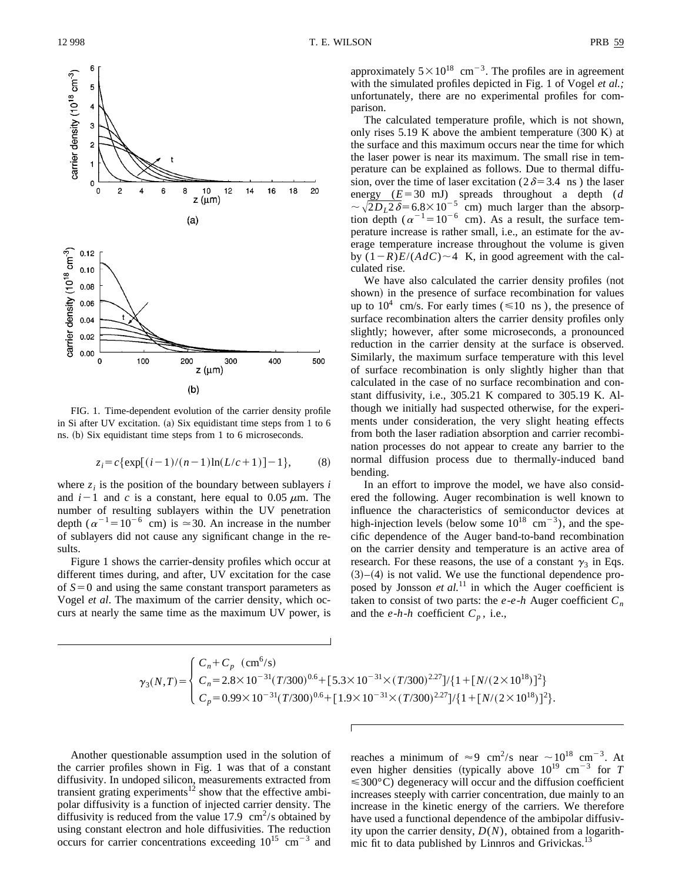FIG. 1. Time-dependent evolution of the carrier density profile in Si after UV excitation. (a) Six equidistant time steps from 1 to 6 ns. (b) Six equidistant time steps from 1 to 6 microseconds.

$$z_i = c\{\exp[(i-1)/(n-1)\ln(L/c+1)]-1\}, \tag{8}$$

where $z_i$ is the position of the boundary between sublayers $i$ and $i-1$ and $c$ is a constant, here equal to 0.05 $\mu$m. The number of resulting sublayers within the UV penetration depth ($\alpha^{-1}=10^{-6}$ cm) is $\simeq 30$. An increase in the number of sublayers did not cause any significant change in the results.

Figure 1 shows the carrier-density profiles which occur at different times during, and after, UV excitation for the case of $S=0$ and using the same constant transport parameters as Vogel *et al*. The maximum of the carrier density, which occurs at nearly the same time as the maximum UV power, is approximately $5\times10^{18}$ cm$^{-3}$. The profiles are in agreement with the simulated profiles depicted in Fig. 1 of Vogel *et al.;* unfortunately, there are no experimental profiles for comparison.

The calculated temperature profile, which is not shown, only rises 5.19 K above the ambient temperature (300 K) at the surface and this maximum occurs near the time for which the laser power is near its maximum. The small rise in temperature can be explained as follows. Due to thermal diffusion, over the time of laser excitation ($2\delta=3.4$ ns) the laser energy ($E=30$ mJ) spreads throughout a depth ($d \sim \sqrt{2D_L 2\delta}=6.8\times10^{-5}$ cm) much larger than the absorption depth ($\alpha^{-1}=10^{-6}$ cm). As a result, the surface temperature increase is rather small, i.e., an estimate for the average temperature increase throughout the volume is given by $(1-R)E/(AdC)\sim 4$ K, in good agreement with the calculated rise.

We have also calculated the carrier density profiles (not shown) in the presence of surface recombination for values up to $10^4$ cm/s. For early times ($\leqslant 10$ ns), the presence of surface recombination alters the carrier density profiles only slightly; however, after some microseconds, a pronounced reduction in the carrier density at the surface is observed. Similarly, the maximum surface temperature with this level of surface recombination is only slightly higher than that calculated in the case of no surface recombination and constant diffusivity, i.e., 305.21 K compared to 305.19 K. Although we initially had suspected otherwise, for the experiments under consideration, the very slight heating effects from both the laser radiation absorption and carrier recombination processes do not appear to create any barrier to the normal diffusion process due to thermally-induced band bending.

In an effort to improve the model, we have also considered the following. Auger recombination is well known to influence the characteristics of semiconductor devices at high-injection levels (below some $10^{18}$ cm$^{-3}$), and the specific dependence of the Auger band-to-band recombination on the carrier density and temperature is an active area of research. For these reasons, the use of a constant $\gamma_3$ in Eqs. (3)–(4) is not valid. We use the functional dependence proposed by Jonsson *et al.*[11] in which the Auger coefficient is taken to consist of two parts: the *e-e-h* Auger coefficient $C_n$ and the *e-h-h* coefficient $C_p$, i.e.,

$$\gamma_3(N,T)=\begin{cases} C_n + C_p \quad (\text{cm}^6/\text{s}) \\ C_n = 2.8\times10^{-31}(T/300)^{0.6}+[5.3\times10^{-31}\times(T/300)^{2.27}]/\{1+[N/(2\times10^{18})]^2\} \\ C_p = 0.99\times10^{-31}(T/300)^{0.6}+[1.9\times10^{-31}\times(T/300)^{2.27}]/\{1+[N/(2\times10^{18})]^2\}. \end{cases}$$

Another questionable assumption used in the solution of the carrier profiles shown in Fig. 1 was that of a constant diffusivity. In undoped silicon, measurements extracted from transient grating experiments[12] show that the effective ambipolar diffusivity is a function of injected carrier density. The diffusivity is reduced from the value 17.9 cm$^2$/s obtained by using constant electron and hole diffusivities. The reduction occurs for carrier concentrations exceeding $10^{15}$ cm$^{-3}$ and reaches a minimum of $\approx 9$ cm$^2$/s near $\sim 10^{18}$ cm$^{-3}$. At even higher densities (typically above $10^{19}$ cm$^{-3}$ for $T \leqslant 300$°C) degeneracy will occur and the diffusion coefficient increases steeply with carrier concentration, due mainly to an increase in the kinetic energy of the carriers. We therefore have used a functional dependence of the ambipolar diffusivity upon the carrier density, $D(N)$, obtained from a logarithmic fit to data published by Linnros and Grivickas.[13]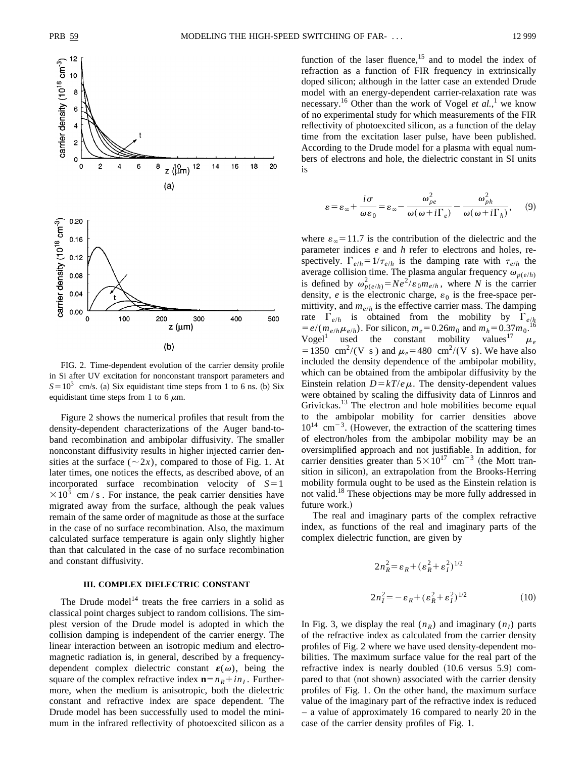FIG. 2. Time-dependent evolution of the carrier density profile in Si after UV excitation for nonconstant transport parameters and $S=10^3$ cm/s. (a) Six equidistant time steps from 1 to 6 ns. (b) Six equidistant time steps from 1 to 6 $\mu$m.

Figure 2 shows the numerical profiles that result from the density-dependent characterizations of the Auger band-to-band recombination and ambipolar diffusivity. The smaller nonconstant diffusivity results in higher injected carrier densities at the surface ($\sim 2x$), compared to those of Fig. 1. At later times, one notices the effects, as described above, of an incorporated surface recombination velocity of $S=1\times10^3$ cm/s. For instance, the peak carrier densities have migrated away from the surface, although the peak values remain of the same order of magnitude as those at the surface in the case of no surface recombination. Also, the maximum calculated surface temperature is again only slightly higher than that calculated in the case of no surface recombination and constant diffusivity.

### III. COMPLEX DIELECTRIC CONSTANT

The Drude model[14] treats the free carriers in a solid as classical point charges subject to random collisions. The simplest version of the Drude model is adopted in which the collision damping is independent of the carrier energy. The linear interaction between an isotropic medium and electromagnetic radiation is, in general, described by a frequency-dependent complex dielectric constant $\boldsymbol{\varepsilon}(\omega)$, being the square of the complex refractive index $\mathbf{n}=n_R+in_I$. Furthermore, when the medium is anisotropic, both the dielectric constant and refractive index are space dependent. The Drude model has been successfully used to model the minimum in the infrared reflectivity of photoexcited silicon as a function of the laser fluence,[15] and to model the index of refraction as a function of FIR frequency in extrinsically doped silicon; although in the latter case an extended Drude model with an energy-dependent carrier-relaxation rate was necessary.[16] Other than the work of Vogel *et al.*,[1] we know of no experimental study for which measurements of the FIR reflectivity of photoexcited silicon, as a function of the delay time from the excitation laser pulse, have been published. According to the Drude model for a plasma with equal numbers of electrons and hole, the dielectric constant in SI units is

$$\varepsilon=\varepsilon_\infty+\frac{i\sigma}{\omega\varepsilon_0}=\varepsilon_\infty-\frac{\omega_{pe}^2}{\omega(\omega+i\Gamma_e)}-\frac{\omega_{ph}^2}{\omega(\omega+i\Gamma_h)},\qquad(9)$$

where $\varepsilon_\infty=11.7$ is the contribution of the dielectric and the parameter indices $e$ and $h$ refer to electrons and holes, respectively. $\Gamma_{e/h}=1/\tau_{e/h}$ is the damping rate with $\tau_{e/h}$ the average collision time. The plasma angular frequency $\omega_{p(e/h)}$ is defined by $\omega_{p(e/h)}^2=Ne^2/\varepsilon_0 m_{e/h}$, where $N$ is the carrier density, $e$ is the electronic charge, $\varepsilon_0$ is the free-space permittivity, and $m_{e/h}$ is the effective carrier mass. The damping rate $\Gamma_{e/h}$ is obtained from the mobility by $\Gamma_{e/h}=e/(m_{e/h}\mu_{e/h})$. For silicon, $m_e=0.26m_0$ and $m_h=0.37m_0$.[16] Vogel[1] used the constant mobility values[17] $\mu_e=1350$ cm$^2$/(V s) and $\mu_e=480$ cm$^2$/(V s). We have also included the density dependence of the ambipolar mobility, which can be obtained from the ambipolar diffusivity by the Einstein relation $D=kT/e\mu$. The density-dependent values were obtained by scaling the diffusivity data of Linnros and Grivickas.[13] The electron and hole mobilities become equal to the ambipolar mobility for carrier densities above $10^{14}$ cm$^{-3}$. (However, the extraction of the scattering times of electron/holes from the ambipolar mobility may be an oversimplified approach and not justifiable. In addition, for carrier densities greater than $5\times10^{17}$ cm$^{-3}$ (the Mott transition in silicon), an extrapolation from the Brooks-Herring mobility formula ought to be used as the Einstein relation is not valid.[18] These objections may be more fully addressed in future work.)

The real and imaginary parts of the complex refractive index, as functions of the real and imaginary parts of the complex dielectric function, are given by

$$2n_R^2=\varepsilon_R+(\varepsilon_R^2+\varepsilon_I^2)^{1/2}$$

$$2n_I^2=-\varepsilon_R+(\varepsilon_R^2+\varepsilon_I^2)^{1/2}\qquad(10)$$

In Fig. 3, we display the real ($n_R$) and imaginary ($n_I$) parts of the refractive index as calculated from the carrier density profiles of Fig. 2 where we have used density-dependent mobilities. The maximum surface value for the real part of the refractive index is nearly doubled (10.6 versus 5.9) compared to that (not shown) associated with the carrier density profiles of Fig. 1. On the other hand, the maximum surface value of the imaginary part of the refractive index is reduced – a value of approximately 16 compared to nearly 20 in the case of the carrier density profiles of Fig. 1.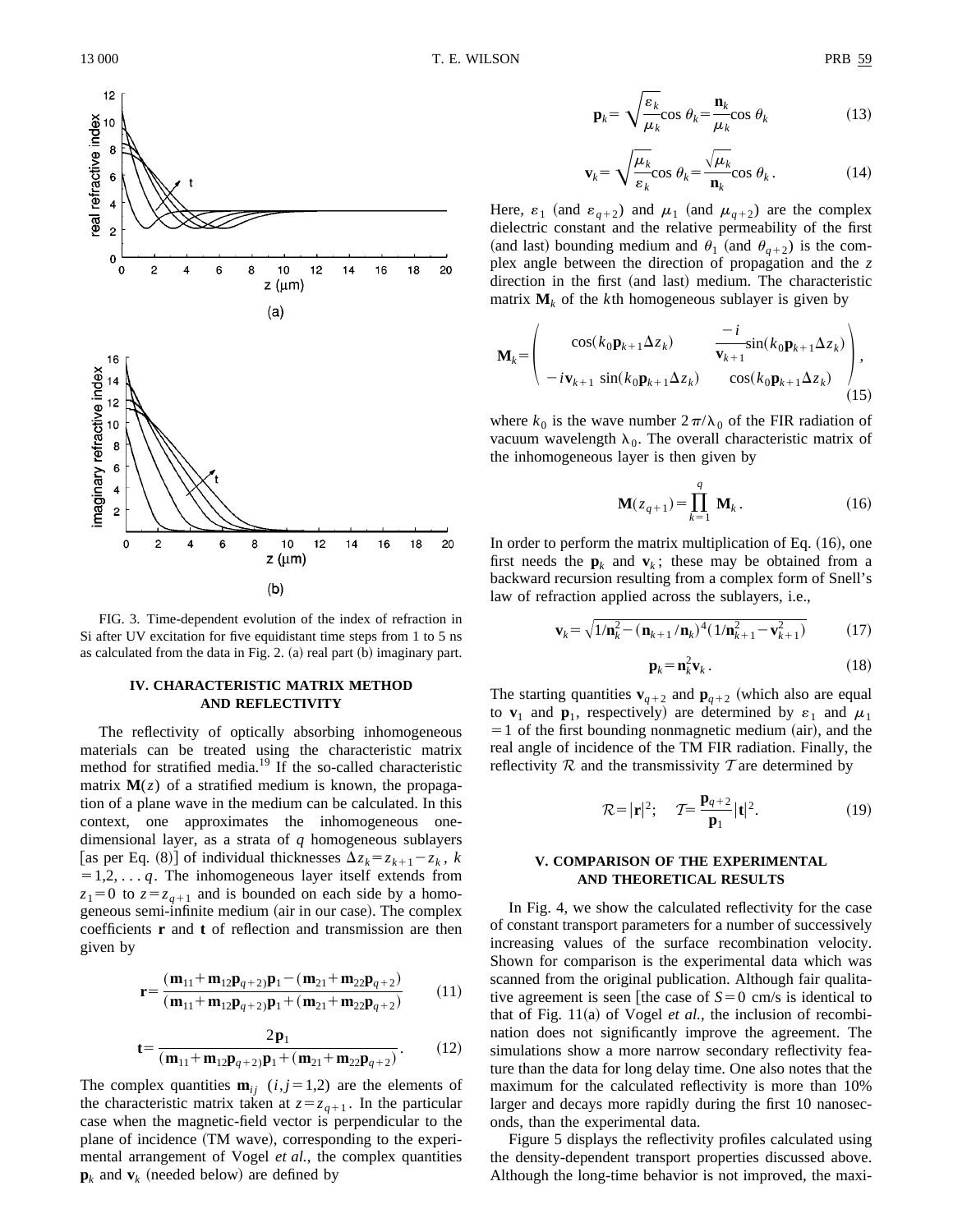FIG. 3. Time-dependent evolution of the index of refraction in Si after UV excitation for five equidistant time steps from 1 to 5 ns as calculated from the data in Fig. 2. (a) real part (b) imaginary part.

## IV. CHARACTERISTIC MATRIX METHOD AND REFLECTIVITY

The reflectivity of optically absorbing inhomogeneous materials can be treated using the characteristic matrix method for stratified media.[19] If the so-called characteristic matrix $\mathbf{M}(z)$ of a stratified medium is known, the propagation of a plane wave in the medium can be calculated. In this context, one approximates the inhomogeneous one-dimensional layer, as a strata of $q$ homogeneous sublayers [as per Eq. (8)] of individual thicknesses $\Delta z_k = z_{k+1} - z_k$, $k = 1,2,\ldots q$. The inhomogeneous layer itself extends from $z_1 = 0$ to $z = z_{q+1}$ and is bounded on each side by a homogeneous semi-infinite medium (air in our case). The complex coefficients $\mathbf{r}$ and $\mathbf{t}$ of reflection and transmission are then given by

$$\mathbf{r} = \frac{(\mathbf{m}_{11} + \mathbf{m}_{12}\mathbf{p}_{q+2})\mathbf{p}_1 - (\mathbf{m}_{21} + \mathbf{m}_{22}\mathbf{p}_{q+2})}{(\mathbf{m}_{11} + \mathbf{m}_{12}\mathbf{p}_{q+2})\mathbf{p}_1 + (\mathbf{m}_{21} + \mathbf{m}_{22}\mathbf{p}_{q+2})} \tag{11}$$

$$\mathbf{t} = \frac{2\mathbf{p}_1}{(\mathbf{m}_{11} + \mathbf{m}_{12}\mathbf{p}_{q+2})\mathbf{p}_1 + (\mathbf{m}_{21} + \mathbf{m}_{22}\mathbf{p}_{q+2})}. \tag{12}$$

The complex quantities $\mathbf{m}_{ij}$ $(i,j = 1,2)$ are the elements of the characteristic matrix taken at $z = z_{q+1}$. In the particular case when the magnetic-field vector is perpendicular to the plane of incidence (TM wave), corresponding to the experimental arrangement of Vogel *et al.*, the complex quantities $\mathbf{p}_k$ and $\mathbf{v}_k$ (needed below) are defined by

$$\mathbf{p}_k = \sqrt{\frac{\varepsilon_k}{\mu_k}}\cos\theta_k = \frac{\mathbf{n}_k}{\mu_k}\cos\theta_k \tag{13}$$

$$\mathbf{v}_k = \sqrt{\frac{\mu_k}{\varepsilon_k}}\cos\theta_k = \frac{\sqrt{\mu_k}}{\mathbf{n}_k}\cos\theta_k. \tag{14}$$

Here, $\varepsilon_1$ (and $\varepsilon_{q+2}$) and $\mu_1$ (and $\mu_{q+2}$) are the complex dielectric constant and the relative permeability of the first (and last) bounding medium and $\theta_1$ (and $\theta_{q+2}$) is the complex angle between the direction of propagation and the $z$ direction in the first (and last) medium. The characteristic matrix $\mathbf{M}_k$ of the $k$th homogeneous sublayer is given by

$$\mathbf{M}_k = \begin{pmatrix} \cos(k_0\mathbf{p}_{k+1}\Delta z_k) & \dfrac{-i}{\mathbf{v}_{k+1}}\sin(k_0\mathbf{p}_{k+1}\Delta z_k) \\ -i\mathbf{v}_{k+1}\sin(k_0\mathbf{p}_{k+1}\Delta z_k) & \cos(k_0\mathbf{p}_{k+1}\Delta z_k) \end{pmatrix}, \tag{15}$$

where $k_0$ is the wave number $2\pi/\lambda_0$ of the FIR radiation of vacuum wavelength $\lambda_0$. The overall characteristic matrix of the inhomogeneous layer is then given by

$$\mathbf{M}(z_{q+1}) = \prod_{k=1}^{q} \mathbf{M}_k. \tag{16}$$

In order to perform the matrix multiplication of Eq. (16), one first needs the $\mathbf{p}_k$ and $\mathbf{v}_k$; these may be obtained from a backward recursion resulting from a complex form of Snell's law of refraction applied across the sublayers, i.e.,

$$\mathbf{v}_k = \sqrt{1/\mathbf{n}_k^2 - (\mathbf{n}_{k+1}/\mathbf{n}_k)^4(1/\mathbf{n}_{k+1}^2 - \mathbf{v}_{k+1}^2)} \tag{17}$$

$$\mathbf{p}_k = \mathbf{n}_k^2\mathbf{v}_k. \tag{18}$$

The starting quantities $\mathbf{v}_{q+2}$ and $\mathbf{p}_{q+2}$ (which also are equal to $\mathbf{v}_1$ and $\mathbf{p}_1$, respectively) are determined by $\varepsilon_1$ and $\mu_1 = 1$ of the first bounding nonmagnetic medium (air), and the real angle of incidence of the TM FIR radiation. Finally, the reflectivity $\mathcal{R}$ and the transmissivity $\mathcal{T}$ are determined by

$$\mathcal{R} = |\mathbf{r}|^2; \quad \mathcal{T} = \frac{\mathbf{p}_{q+2}}{\mathbf{p}_1}|\mathbf{t}|^2. \tag{19}$$

## V. COMPARISON OF THE EXPERIMENTAL AND THEORETICAL RESULTS

In Fig. 4, we show the calculated reflectivity for the case of constant transport parameters for a number of successively increasing values of the surface recombination velocity. Shown for comparison is the experimental data which was scanned from the original publication. Although fair qualitative agreement is seen [the case of $S = 0$ cm/s is identical to that of Fig. 11(a) of Vogel *et al.*, the inclusion of recombination does not significantly improve the agreement. The simulations show a more narrow secondary reflectivity feature than the data for long delay time. One also notes that the maximum for the calculated reflectivity is more than 10% larger and decays more rapidly during the first 10 nanoseconds, than the experimental data.

Figure 5 displays the reflectivity profiles calculated using the density-dependent transport properties discussed above. Although the long-time behavior is not improved, the maxi-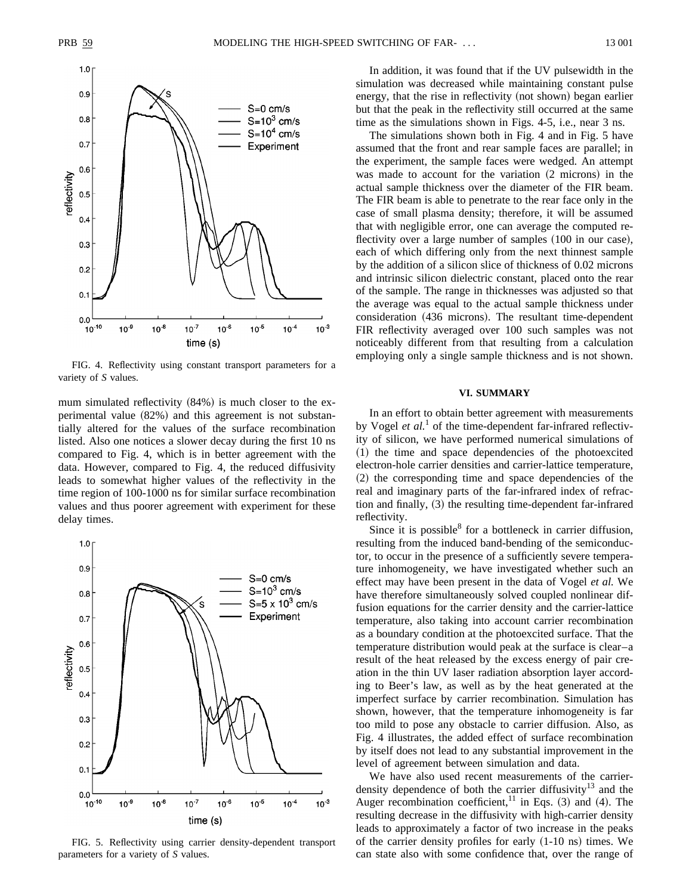FIG. 4. Reflectivity using constant transport parameters for a variety of $S$ values.

mum simulated reflectivity (84%) is much closer to the experimental value (82%) and this agreement is not substantially altered for the values of the surface recombination listed. Also one notices a slower decay during the first 10 ns compared to Fig. 4, which is in better agreement with the data. However, compared to Fig. 4, the reduced diffusivity leads to somewhat higher values of the reflectivity in the time region of 100-1000 ns for similar surface recombination values and thus poorer agreement with experiment for these delay times.

FIG. 5. Reflectivity using carrier density-dependent transport parameters for a variety of $S$ values.

In addition, it was found that if the UV pulsewidth in the simulation was decreased while maintaining constant pulse energy, that the rise in reflectivity (not shown) began earlier but that the peak in the reflectivity still occurred at the same time as the simulations shown in Figs. 4-5, i.e., near 3 ns.

The simulations shown both in Fig. 4 and in Fig. 5 have assumed that the front and rear sample faces are parallel; in the experiment, the sample faces were wedged. An attempt was made to account for the variation (2 microns) in the actual sample thickness over the diameter of the FIR beam. The FIR beam is able to penetrate to the rear face only in the case of small plasma density; therefore, it will be assumed that with negligible error, one can average the computed reflectivity over a large number of samples (100 in our case), each of which differing only from the next thinnest sample by the addition of a silicon slice of thickness of 0.02 microns and intrinsic silicon dielectric constant, placed onto the rear of the sample. The range in thicknesses was adjusted so that the average was equal to the actual sample thickness under consideration (436 microns). The resultant time-dependent FIR reflectivity averaged over 100 such samples was not noticeably different from that resulting from a calculation employing only a single sample thickness and is not shown.

## VI. SUMMARY

In an effort to obtain better agreement with measurements by Vogel *et al.*[1] of the time-dependent far-infrared reflectivity of silicon, we have performed numerical simulations of (1) the time and space dependencies of the photoexcited electron-hole carrier densities and carrier-lattice temperature, (2) the corresponding time and space dependencies of the real and imaginary parts of the far-infrared index of refraction and finally, (3) the resulting time-dependent far-infrared reflectivity.

Since it is possible[8] for a bottleneck in carrier diffusion, resulting from the induced band-bending of the semiconductor, to occur in the presence of a sufficiently severe temperature inhomogeneity, we have investigated whether such an effect may have been present in the data of Vogel *et al.* We have therefore simultaneously solved coupled nonlinear diffusion equations for the carrier density and the carrier-lattice temperature, also taking into account carrier recombination as a boundary condition at the photoexcited surface. That the temperature distribution would peak at the surface is clear–a result of the heat released by the excess energy of pair creation in the thin UV laser radiation absorption layer according to Beer's law, as well as by the heat generated at the imperfect surface by carrier recombination. Simulation has shown, however, that the temperature inhomogeneity is far too mild to pose any obstacle to carrier diffusion. Also, as Fig. 4 illustrates, the added effect of surface recombination by itself does not lead to any substantial improvement in the level of agreement between simulation and data.

We have also used recent measurements of the carrier-density dependence of both the carrier diffusivity[13] and the Auger recombination coefficient,[11] in Eqs. (3) and (4). The resulting decrease in the diffusivity with high-carrier density leads to approximately a factor of two increase in the peaks of the carrier density profiles for early (1-10 ns) times. We can state also with some confidence that, over the range of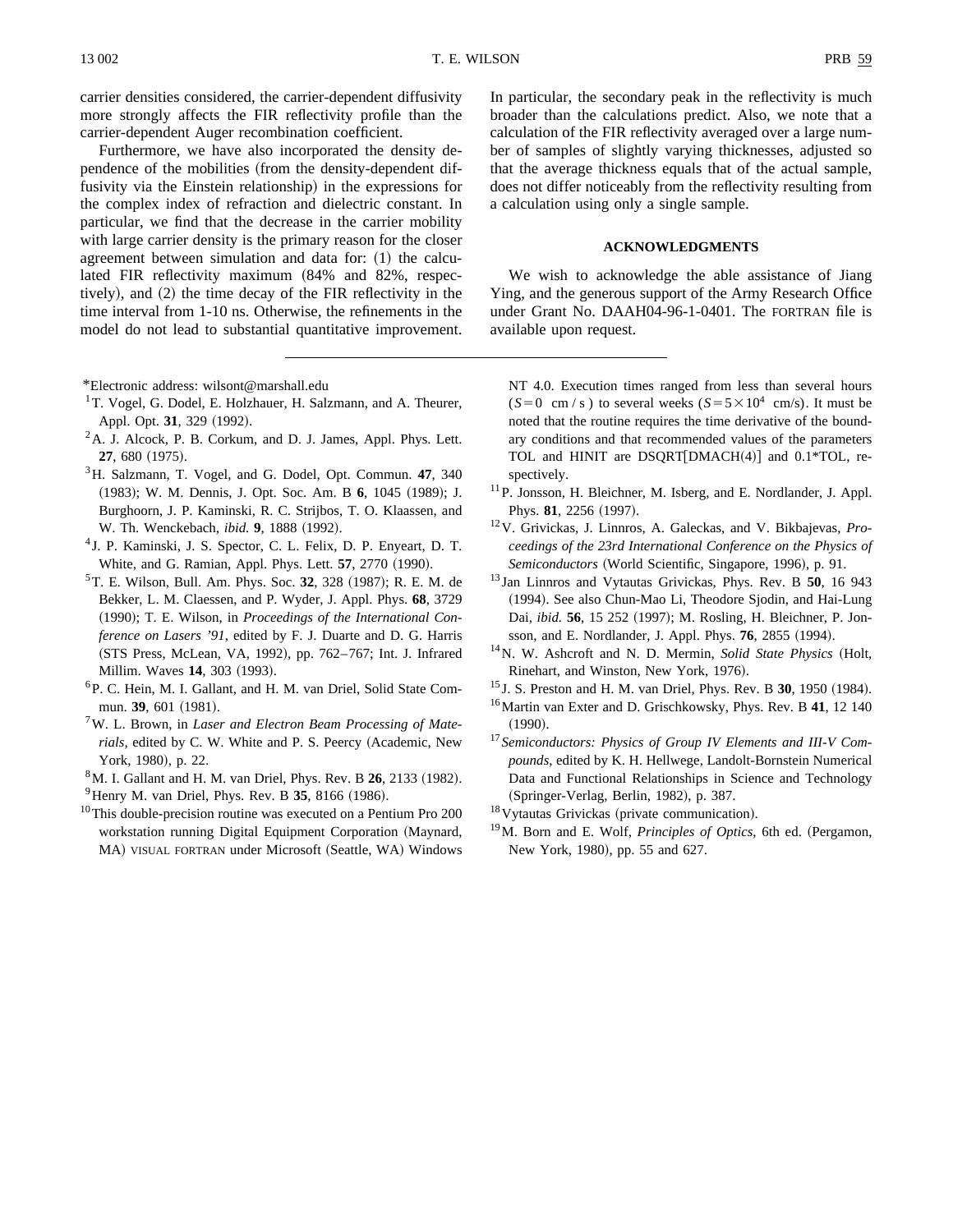carrier densities considered, the carrier-dependent diffusivity more strongly affects the FIR reflectivity profile than the carrier-dependent Auger recombination coefficient.

Furthermore, we have also incorporated the density dependence of the mobilities (from the density-dependent diffusivity via the Einstein relationship) in the expressions for the complex index of refraction and dielectric constant. In particular, we find that the decrease in the carrier mobility with large carrier density is the primary reason for the closer agreement between simulation and data for: (1) the calculated FIR reflectivity maximum (84% and 82%, respectively), and (2) the time decay of the FIR reflectivity in the time interval from 1-10 ns. Otherwise, the refinements in the model do not lead to substantial quantitative improvement. In particular, the secondary peak in the reflectivity is much broader than the calculations predict. Also, we note that a calculation of the FIR reflectivity averaged over a large number of samples of slightly varying thicknesses, adjusted so that the average thickness equals that of the actual sample, does not differ noticeably from the reflectivity resulting from a calculation using only a single sample.

## ACKNOWLEDGMENTS

We wish to acknowledge the able assistance of Jiang Ying, and the generous support of the Army Research Office under Grant No. DAAH04-96-1-0401. The FORTRAN file is available upon request.

---

*Electronic address: wilsont@marshall.edu

[1] T. Vogel, G. Dodel, E. Holzhauer, H. Salzmann, and A. Theurer, Appl. Opt. **31**, 329 (1992).

[2] A. J. Alcock, P. B. Corkum, and D. J. James, Appl. Phys. Lett. **27**, 680 (1975).

[3] H. Salzmann, T. Vogel, and G. Dodel, Opt. Commun. **47**, 340 (1983); W. M. Dennis, J. Opt. Soc. Am. B **6**, 1045 (1989); J. Burghoorn, J. P. Kaminski, R. C. Strijbos, T. O. Klaassen, and W. Th. Wenckebach, *ibid.* **9**, 1888 (1992).

[4] J. P. Kaminski, J. S. Spector, C. L. Felix, D. P. Enyeart, D. T. White, and G. Ramian, Appl. Phys. Lett. **57**, 2770 (1990).

[5] T. E. Wilson, Bull. Am. Phys. Soc. **32**, 328 (1987); R. E. M. de Bekker, L. M. Claessen, and P. Wyder, J. Appl. Phys. **68**, 3729 (1990); T. E. Wilson, in *Proceedings of the International Conference on Lasers '91*, edited by F. J. Duarte and D. G. Harris (STS Press, McLean, VA, 1992), pp. 762–767; Int. J. Infrared Millim. Waves **14**, 303 (1993).

[6] P. C. Hein, M. I. Gallant, and H. M. van Driel, Solid State Commun. **39**, 601 (1981).

[7] W. L. Brown, in *Laser and Electron Beam Processing of Materials*, edited by C. W. White and P. S. Peercy (Academic, New York, 1980), p. 22.

[8] M. I. Gallant and H. M. van Driel, Phys. Rev. B **26**, 2133 (1982).

[9] Henry M. van Driel, Phys. Rev. B **35**, 8166 (1986).

[10] This double-precision routine was executed on a Pentium Pro 200 workstation running Digital Equipment Corporation (Maynard, MA) VISUAL FORTRAN under Microsoft (Seattle, WA) Windows NT 4.0. Execution times ranged from less than several hours ($S=0$ cm/s) to several weeks ($S=5\times10^4$ cm/s). It must be noted that the routine requires the time derivative of the boundary conditions and that recommended values of the parameters TOL and HINIT are DSQRT[DMACH(4)] and 0.1*TOL, respectively.

[11] P. Jonsson, H. Bleichner, M. Isberg, and E. Nordlander, J. Appl. Phys. **81**, 2256 (1997).

[12] V. Grivickas, J. Linnros, A. Galeckas, and V. Bikbajevas, *Proceedings of the 23rd International Conference on the Physics of Semiconductors* (World Scientific, Singapore, 1996), p. 91.

[13] Jan Linnros and Vytautas Grivickas, Phys. Rev. B **50**, 16 943 (1994). See also Chun-Mao Li, Theodore Sjodin, and Hai-Lung Dai, *ibid.* **56**, 15 252 (1997); M. Rosling, H. Bleichner, P. Jonsson, and E. Nordlander, J. Appl. Phys. **76**, 2855 (1994).

[14] N. W. Ashcroft and N. D. Mermin, *Solid State Physics* (Holt, Rinehart, and Winston, New York, 1976).

[15] J. S. Preston and H. M. van Driel, Phys. Rev. B **30**, 1950 (1984).

[16] Martin van Exter and D. Grischkowsky, Phys. Rev. B **41**, 12 140 (1990).

[17] *Semiconductors: Physics of Group IV Elements and III-V Compounds*, edited by K. H. Hellwege, Landolt-Bornstein Numerical Data and Functional Relationships in Science and Technology (Springer-Verlag, Berlin, 1982), p. 387.

[18] Vytautas Grivickas (private communication).

[19] M. Born and E. Wolf, *Principles of Optics*, 6th ed. (Pergamon, New York, 1980), pp. 55 and 627.